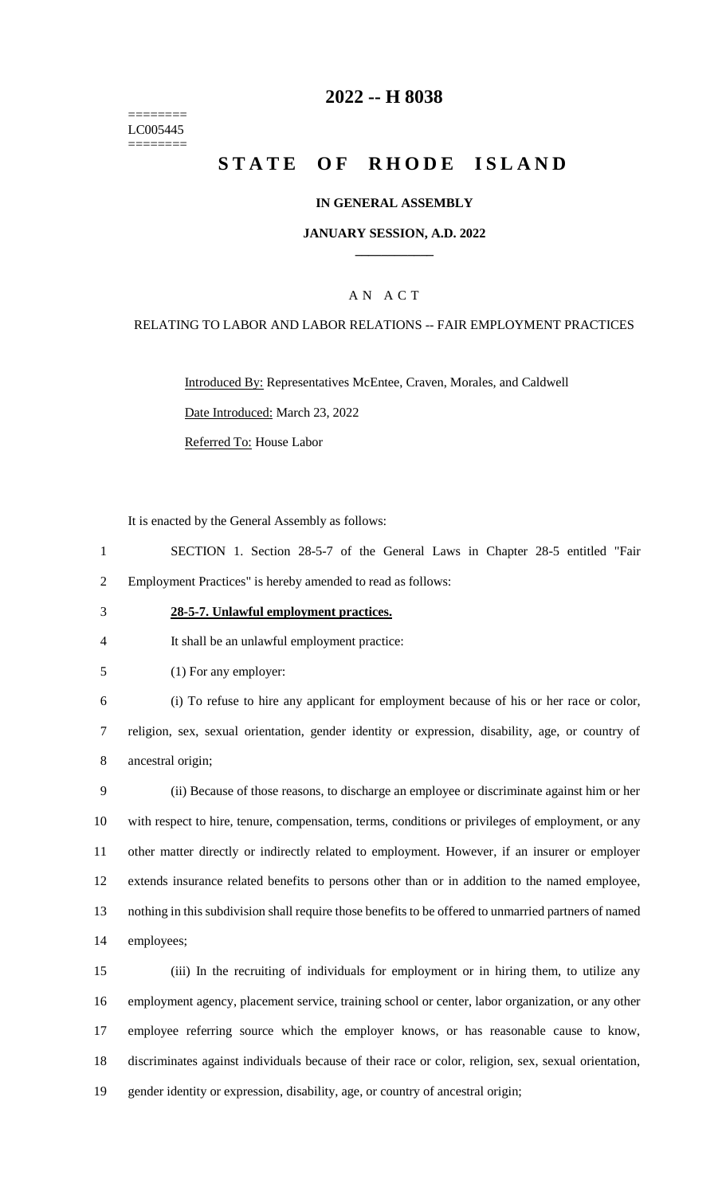========
LC005445
========

# 2022 -- H 8038

# STATE OF RHODE ISLAND

**IN GENERAL ASSEMBLY**

**JANUARY SESSION, A.D. 2022**

A N A C T

RELATING TO LABOR AND LABOR RELATIONS -- FAIR EMPLOYMENT PRACTICES

Introduced By: Representatives McEntee, Craven, Morales, and Caldwell

Date Introduced: March 23, 2022

Referred To: House Labor

It is enacted by the General Assembly as follows:

1 SECTION 1. Section 28-5-7 of the General Laws in Chapter 28-5 entitled "Fair
2 Employment Practices" is hereby amended to read as follows:

3 **28-5-7. Unlawful employment practices.**

4 It shall be an unlawful employment practice:

5 (1) For any employer:

6 (i) To refuse to hire any applicant for employment because of his or her race or color,
7 religion, sex, sexual orientation, gender identity or expression, disability, age, or country of
8 ancestral origin;

9 (ii) Because of those reasons, to discharge an employee or discriminate against him or her
10 with respect to hire, tenure, compensation, terms, conditions or privileges of employment, or any
11 other matter directly or indirectly related to employment. However, if an insurer or employer
12 extends insurance related benefits to persons other than or in addition to the named employee,
13 nothing in this subdivision shall require those benefits to be offered to unmarried partners of named
14 employees;

15 (iii) In the recruiting of individuals for employment or in hiring them, to utilize any
16 employment agency, placement service, training school or center, labor organization, or any other
17 employee referring source which the employer knows, or has reasonable cause to know,
18 discriminates against individuals because of their race or color, religion, sex, sexual orientation,
19 gender identity or expression, disability, age, or country of ancestral origin;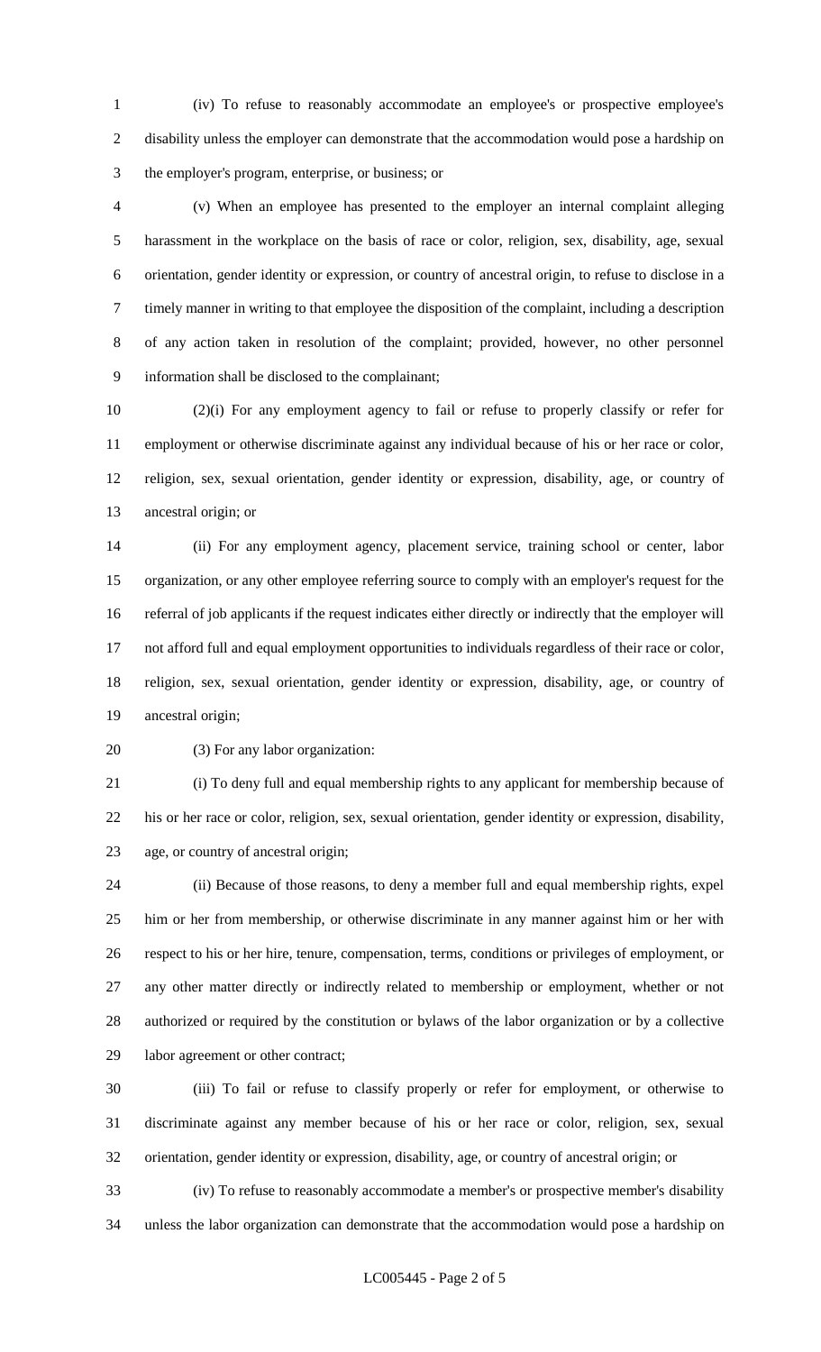(iv) To refuse to reasonably accommodate an employee's or prospective employee's disability unless the employer can demonstrate that the accommodation would pose a hardship on the employer's program, enterprise, or business; or

(v) When an employee has presented to the employer an internal complaint alleging harassment in the workplace on the basis of race or color, religion, sex, disability, age, sexual orientation, gender identity or expression, or country of ancestral origin, to refuse to disclose in a timely manner in writing to that employee the disposition of the complaint, including a description of any action taken in resolution of the complaint; provided, however, no other personnel information shall be disclosed to the complainant;

(2)(i) For any employment agency to fail or refuse to properly classify or refer for employment or otherwise discriminate against any individual because of his or her race or color, religion, sex, sexual orientation, gender identity or expression, disability, age, or country of ancestral origin; or

(ii) For any employment agency, placement service, training school or center, labor organization, or any other employee referring source to comply with an employer's request for the referral of job applicants if the request indicates either directly or indirectly that the employer will not afford full and equal employment opportunities to individuals regardless of their race or color, religion, sex, sexual orientation, gender identity or expression, disability, age, or country of ancestral origin;

(3) For any labor organization:

(i) To deny full and equal membership rights to any applicant for membership because of his or her race or color, religion, sex, sexual orientation, gender identity or expression, disability, age, or country of ancestral origin;

(ii) Because of those reasons, to deny a member full and equal membership rights, expel him or her from membership, or otherwise discriminate in any manner against him or her with respect to his or her hire, tenure, compensation, terms, conditions or privileges of employment, or any other matter directly or indirectly related to membership or employment, whether or not authorized or required by the constitution or bylaws of the labor organization or by a collective labor agreement or other contract;

(iii) To fail or refuse to classify properly or refer for employment, or otherwise to discriminate against any member because of his or her race or color, religion, sex, sexual orientation, gender identity or expression, disability, age, or country of ancestral origin; or

(iv) To refuse to reasonably accommodate a member's or prospective member's disability unless the labor organization can demonstrate that the accommodation would pose a hardship on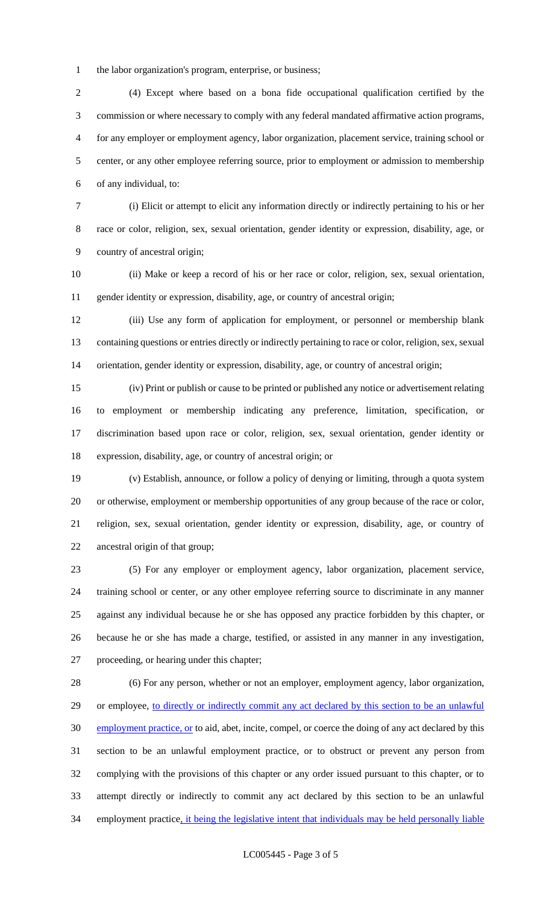the labor organization's program, enterprise, or business;

(4) Except where based on a bona fide occupational qualification certified by the commission or where necessary to comply with any federal mandated affirmative action programs, for any employer or employment agency, labor organization, placement service, training school or center, or any other employee referring source, prior to employment or admission to membership of any individual, to:

(i) Elicit or attempt to elicit any information directly or indirectly pertaining to his or her race or color, religion, sex, sexual orientation, gender identity or expression, disability, age, or country of ancestral origin;

(ii) Make or keep a record of his or her race or color, religion, sex, sexual orientation, gender identity or expression, disability, age, or country of ancestral origin;

(iii) Use any form of application for employment, or personnel or membership blank containing questions or entries directly or indirectly pertaining to race or color, religion, sex, sexual orientation, gender identity or expression, disability, age, or country of ancestral origin;

(iv) Print or publish or cause to be printed or published any notice or advertisement relating to employment or membership indicating any preference, limitation, specification, or discrimination based upon race or color, religion, sex, sexual orientation, gender identity or expression, disability, age, or country of ancestral origin; or

(v) Establish, announce, or follow a policy of denying or limiting, through a quota system or otherwise, employment or membership opportunities of any group because of the race or color, religion, sex, sexual orientation, gender identity or expression, disability, age, or country of ancestral origin of that group;

(5) For any employer or employment agency, labor organization, placement service, training school or center, or any other employee referring source to discriminate in any manner against any individual because he or she has opposed any practice forbidden by this chapter, or because he or she has made a charge, testified, or assisted in any manner in any investigation, proceeding, or hearing under this chapter;

(6) For any person, whether or not an employer, employment agency, labor organization, or employee, to directly or indirectly commit any act declared by this section to be an unlawful employment practice, or to aid, abet, incite, compel, or coerce the doing of any act declared by this section to be an unlawful employment practice, or to obstruct or prevent any person from complying with the provisions of this chapter or any order issued pursuant to this chapter, or to attempt directly or indirectly to commit any act declared by this section to be an unlawful employment practice, it being the legislative intent that individuals may be held personally liable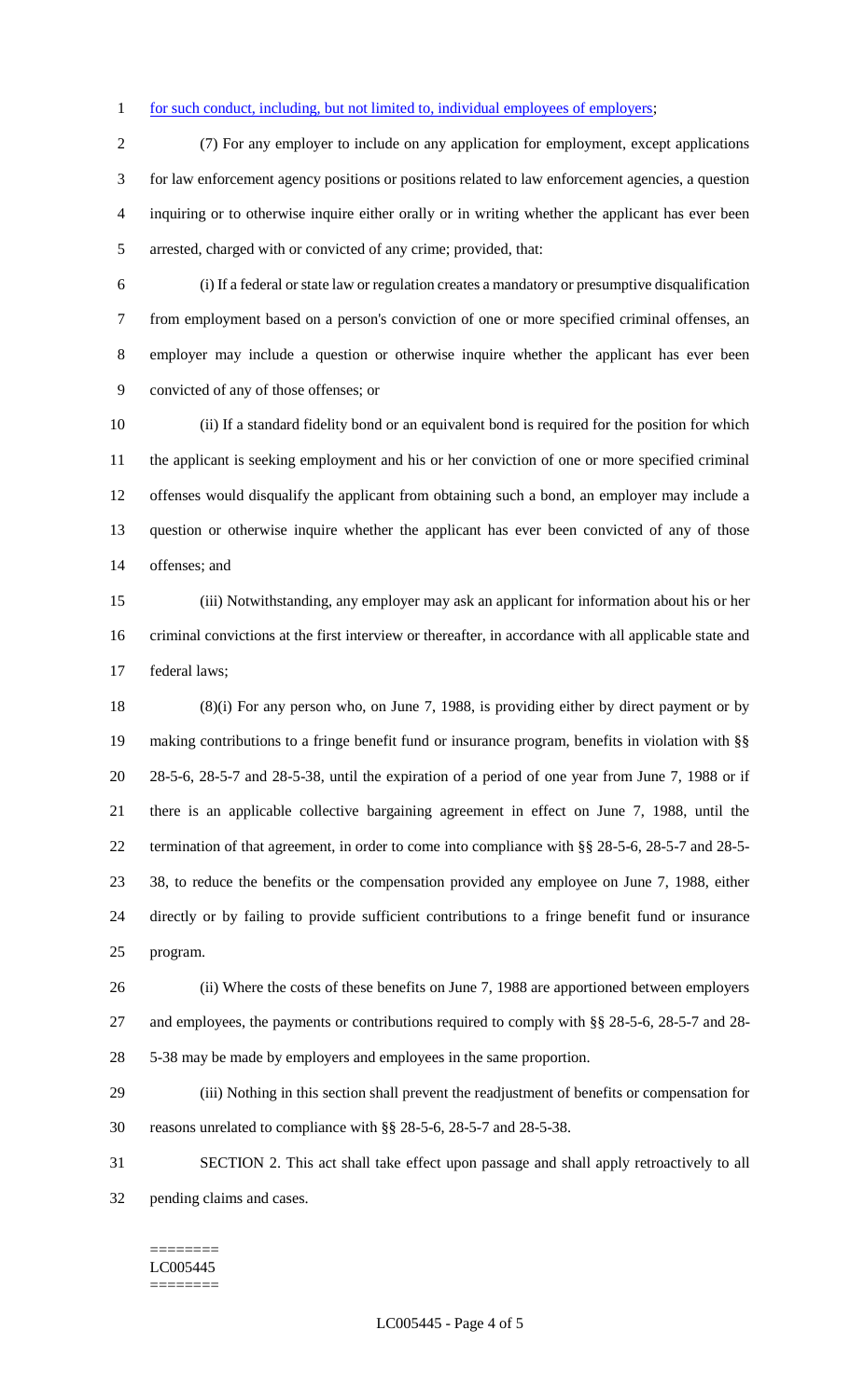for such conduct, including, but not limited to, individual employees of employers;

(7) For any employer to include on any application for employment, except applications for law enforcement agency positions or positions related to law enforcement agencies, a question inquiring or to otherwise inquire either orally or in writing whether the applicant has ever been arrested, charged with or convicted of any crime; provided, that:

(i) If a federal or state law or regulation creates a mandatory or presumptive disqualification from employment based on a person's conviction of one or more specified criminal offenses, an employer may include a question or otherwise inquire whether the applicant has ever been convicted of any of those offenses; or

(ii) If a standard fidelity bond or an equivalent bond is required for the position for which the applicant is seeking employment and his or her conviction of one or more specified criminal offenses would disqualify the applicant from obtaining such a bond, an employer may include a question or otherwise inquire whether the applicant has ever been convicted of any of those offenses; and

(iii) Notwithstanding, any employer may ask an applicant for information about his or her criminal convictions at the first interview or thereafter, in accordance with all applicable state and federal laws;

(8)(i) For any person who, on June 7, 1988, is providing either by direct payment or by making contributions to a fringe benefit fund or insurance program, benefits in violation with §§ 28-5-6, 28-5-7 and 28-5-38, until the expiration of a period of one year from June 7, 1988 or if there is an applicable collective bargaining agreement in effect on June 7, 1988, until the termination of that agreement, in order to come into compliance with §§ 28-5-6, 28-5-7 and 28-5-38, to reduce the benefits or the compensation provided any employee on June 7, 1988, either directly or by failing to provide sufficient contributions to a fringe benefit fund or insurance program.

(ii) Where the costs of these benefits on June 7, 1988 are apportioned between employers and employees, the payments or contributions required to comply with §§ 28-5-6, 28-5-7 and 28-5-38 may be made by employers and employees in the same proportion.

(iii) Nothing in this section shall prevent the readjustment of benefits or compensation for reasons unrelated to compliance with §§ 28-5-6, 28-5-7 and 28-5-38.

SECTION 2. This act shall take effect upon passage and shall apply retroactively to all pending claims and cases.

========
LC005445
========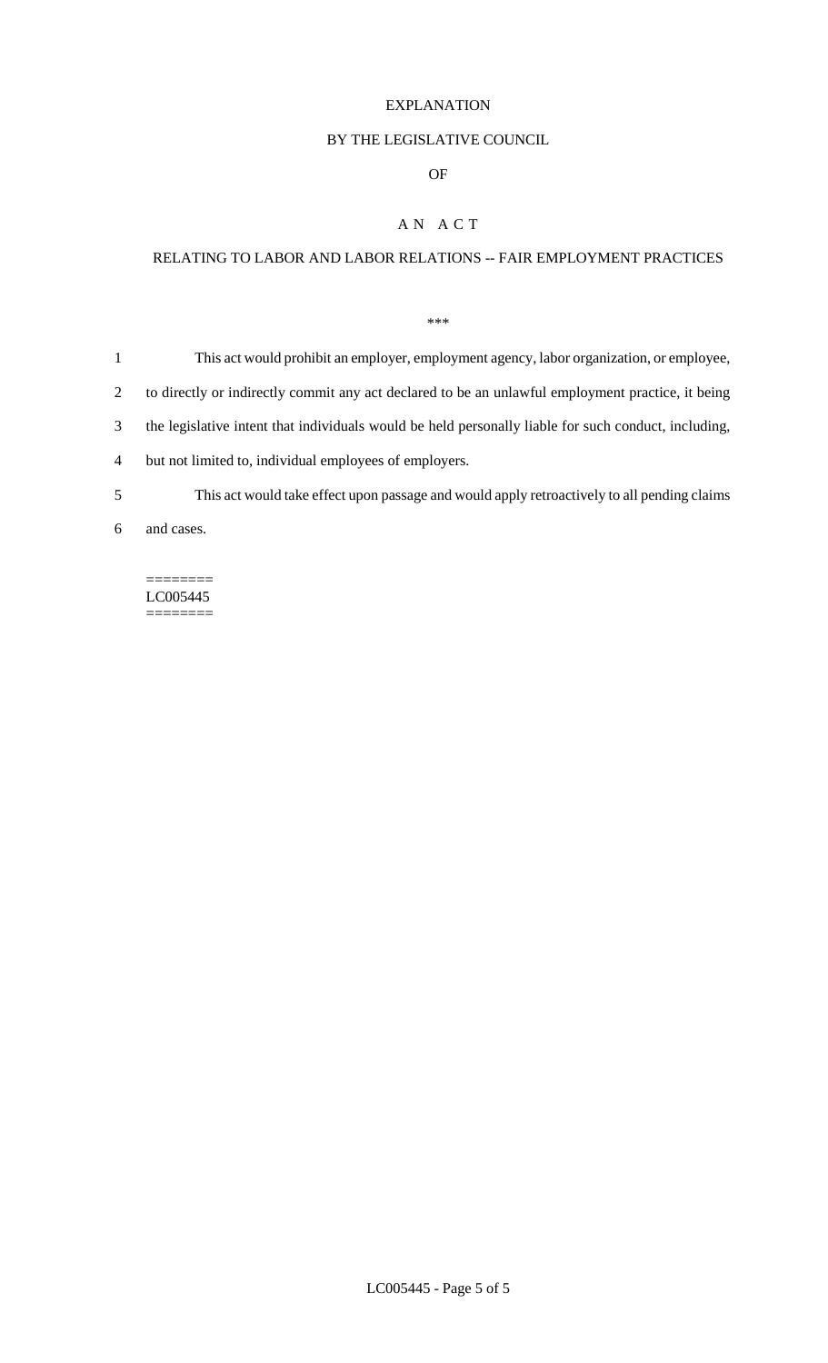EXPLANATION

BY THE LEGISLATIVE COUNCIL

OF

A N A C T

RELATING TO LABOR AND LABOR RELATIONS -- FAIR EMPLOYMENT PRACTICES

\*\*\*

This act would prohibit an employer, employment agency, labor organization, or employee, to directly or indirectly commit any act declared to be an unlawful employment practice, it being the legislative intent that individuals would be held personally liable for such conduct, including, but not limited to, individual employees of employers.

This act would take effect upon passage and would apply retroactively to all pending claims and cases.

========
LC005445
========